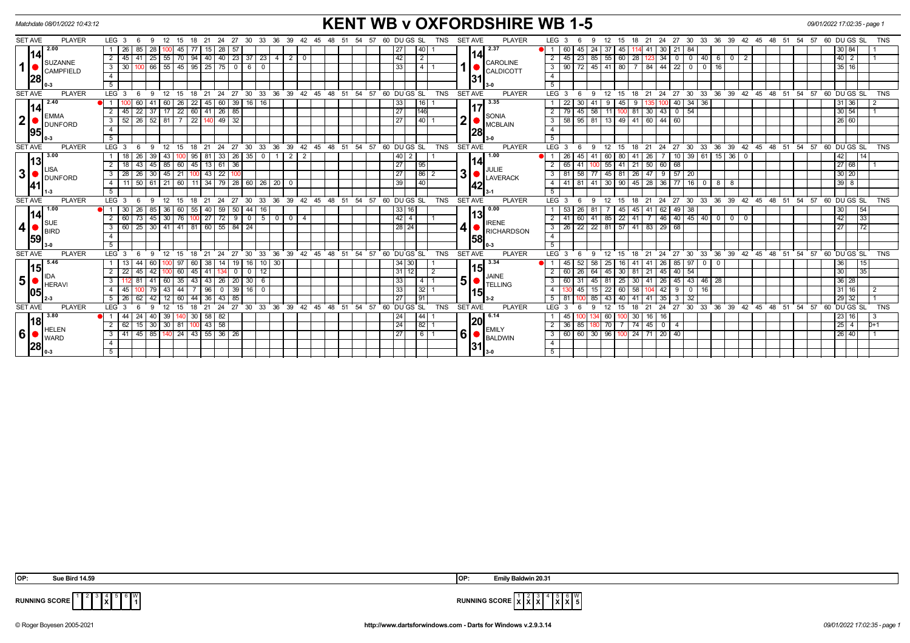Matchdate 08/01/2022 10:43:12

# KENT WB v OXFORDSHIRE WB 1-5

09/01/2022 17:02:35 - page 1

## Set 1

**SUZANNE CAMPFIELD** (Set ave 2.00, Match ave 14.28, Legs 0-3) v **CAROLINE CALDICOTT** (Set ave 2.37, Match ave 14.31, Legs 3-0)

| LEG | SUZANNE CAMPFIELD scores | DU | GS | SL | TNS | CAROLINE CALDICOTT scores | DU | GS | SL | TNS |
|---|---|---|---|---|---|---|---|---|---|---|
| 1 | 26 85 28 100 45 77 15 28 57 | 27 | | 40 | 1 | 60 45 24 37 45 114 41 30 21 84 | 30 | 84 | | 1 |
| 2 | 45 41 25 55 70 94 40 40 23 37 23 4 2 0 | 42 | | 2 | | 45 23 85 55 60 28 123 34 0 0 40 6 0 2 | 40 | 2 | | 1 |
| 3 | 30 100 66 55 45 95 25 75 0 6 0 | 33 | | 4 | 1 | 90 72 45 41 80 7 84 44 22 0 0 16 | 35 | 16 | | |

## Set 2

**EMMA DUNFORD** (Set ave 2.40, Match ave 14.95, Legs 0-3) v **SONIA MCBLAIN** (Set ave 3.35, Match ave 17.28, Legs 3-0)

| LEG | EMMA DUNFORD scores | DU | GS | SL | TNS | SONIA MCBLAIN scores | DU | GS | SL | TNS |
|---|---|---|---|---|---|---|---|---|---|---|
| 1 | 100 60 41 60 26 22 45 60 39 16 16 | 33 | | 16 | 1 | 22 30 41 9 45 9 135 100 40 34 36 | 31 | 36 | | 2 |
| 2 | 45 22 37 17 22 60 41 26 85 | 27 | | 146 | | 79 45 58 11 100 81 30 43 0 54 | 30 | 54 | | 1 |
| 3 | 52 26 52 81 7 22 140 49 32 | 27 | | 40 | 1 | 58 95 81 13 49 41 60 44 60 | 26 | 60 | | |

## Set 3

**LISA DUNFORD** (Set ave 3.00, Match ave 13.41, Legs 1-3) v **JULIE LAVERACK** (Set ave 1.00, Match ave 14.42, Legs 3-1)

| LEG | LISA DUNFORD scores | DU | GS | SL | TNS | JULIE LAVERACK scores | DU | GS | SL | TNS |
|---|---|---|---|---|---|---|---|---|---|---|
| 1 | 18 26 39 43 100 95 81 33 26 35 0 1 2 2 | 40 | 2 | | 1 | 26 45 41 60 80 41 26 7 10 39 61 15 36 0 | 42 | | 14 | |
| 2 | 18 43 45 85 60 45 13 61 36 | 27 | | 95 | | 65 41 100 55 41 21 50 60 68 | 27 | 68 | | 1 |
| 3 | 28 26 30 45 21 100 43 22 100 | 27 | | 86 | 2 | 81 58 77 45 81 26 47 9 57 20 | 30 | 20 | | |
| 4 | 11 50 61 21 60 11 34 79 28 60 26 20 0 | 39 | | 40 | | 41 81 41 30 90 45 28 36 77 16 0 8 8 | 39 | 8 | | |

## Set 4

**SUE BIRD** (Set ave 1.00, Match ave 14.59, Legs 3-0) v **IRENE RICHARDSON** (Set ave 0.00, Match ave 13.58, Legs 0-3)

| LEG | SUE BIRD scores | DU | GS | SL | TNS | IRENE RICHARDSON scores | DU | GS | SL | TNS |
|---|---|---|---|---|---|---|---|---|---|---|
| 1 | 30 26 85 36 60 55 40 59 50 44 16 | 33 | 16 | | 1 | 53 26 81 7 45 45 41 62 49 38 | 30 | | 54 | |
| 2 | 60 73 45 30 76 100 27 72 9 0 5 0 0 4 | 42 | 4 | | 1 | 41 60 41 85 22 41 7 46 40 45 40 0 0 0 | 42 | | 33 | |
| 3 | 60 25 30 41 41 81 60 55 84 24 | 28 | 24 | | | 26 22 22 81 57 41 83 29 68 | 27 | | 72 | |

## Set 5

**IDA HERAVI** (Set ave 5.46, Match ave 15.05, Legs 2-3) v **JAINE TELLING** (Set ave 3.34, Match ave 15.15, Legs 3-2)

| LEG | IDA HERAVI scores | DU | GS | SL | TNS | JAINE TELLING scores | DU | GS | SL | TNS |
|---|---|---|---|---|---|---|---|---|---|---|
| 1 | 13 44 60 100 97 60 38 14 19 16 10 30 | 34 | 30 | | 1 | 45 52 58 25 16 41 41 26 85 97 0 0 | 36 | | 15 | |
| 2 | 22 45 42 100 60 45 41 134 0 0 0 12 | 31 | 12 | | 2 | 60 26 64 45 30 81 21 45 40 54 | 30 | | 35 | |
| 3 | 112 81 41 60 35 43 43 26 20 30 6 | 33 | | 4 | 1 | 60 31 45 81 25 30 41 26 45 43 46 28 | 36 | 28 | | |
| 4 | 45 100 79 43 44 7 96 0 39 16 0 | 33 | | 32 | 1 | 130 45 15 22 60 58 104 42 9 0 16 | 31 | 16 | | 2 |
| 5 | 26 62 42 12 60 44 36 43 85 | 27 | | 91 | | 81 100 85 43 40 41 41 35 3 32 | 29 | 32 | | 1 |

## Set 6

**HELEN WARD** (Set ave 3.80, Match ave 18.28, Legs 0-3) v **EMILY BALDWIN** (Set ave 6.14, Match ave 20.31, Legs 3-0)

| LEG | HELEN WARD scores | DU | GS | SL | TNS | EMILY BALDWIN scores | DU | GS | SL | TNS |
|---|---|---|---|---|---|---|---|---|---|---|
| 1 | 44 24 40 39 140 30 58 82 | 24 | | 44 | 1 | 45 100 134 60 100 30 16 16 | 23 | 16 | | 3 |
| 2 | 62 15 30 30 81 100 43 58 | 24 | | 82 | 1 | 36 85 180 70 7 74 45 0 4 | 25 | 4 | | 0+1 |
| 3 | 41 45 85 140 24 43 55 36 26 | 27 | | 6 | 1 | 60 60 30 96 100 24 71 20 40 | 26 | 40 | | 1 |

OP: Sue Bird 14.59 | OP: Emily Baldwin 20.31

| RUNNING SCORE | 1 | 2 | 3 | 4 | 5 | 6 | W |
|---|---|---|---|---|---|---|---|
| KENT WB | | | | X | | | 1 |
| OXFORDSHIRE WB | X | X | X | | X | X | 5 |

© Roger Boyesen 2005-2021 — http://www.dartsforwindows.com - Darts for Windows v.2.9.3.14 — 09/01/2022 17:02:35 - page 1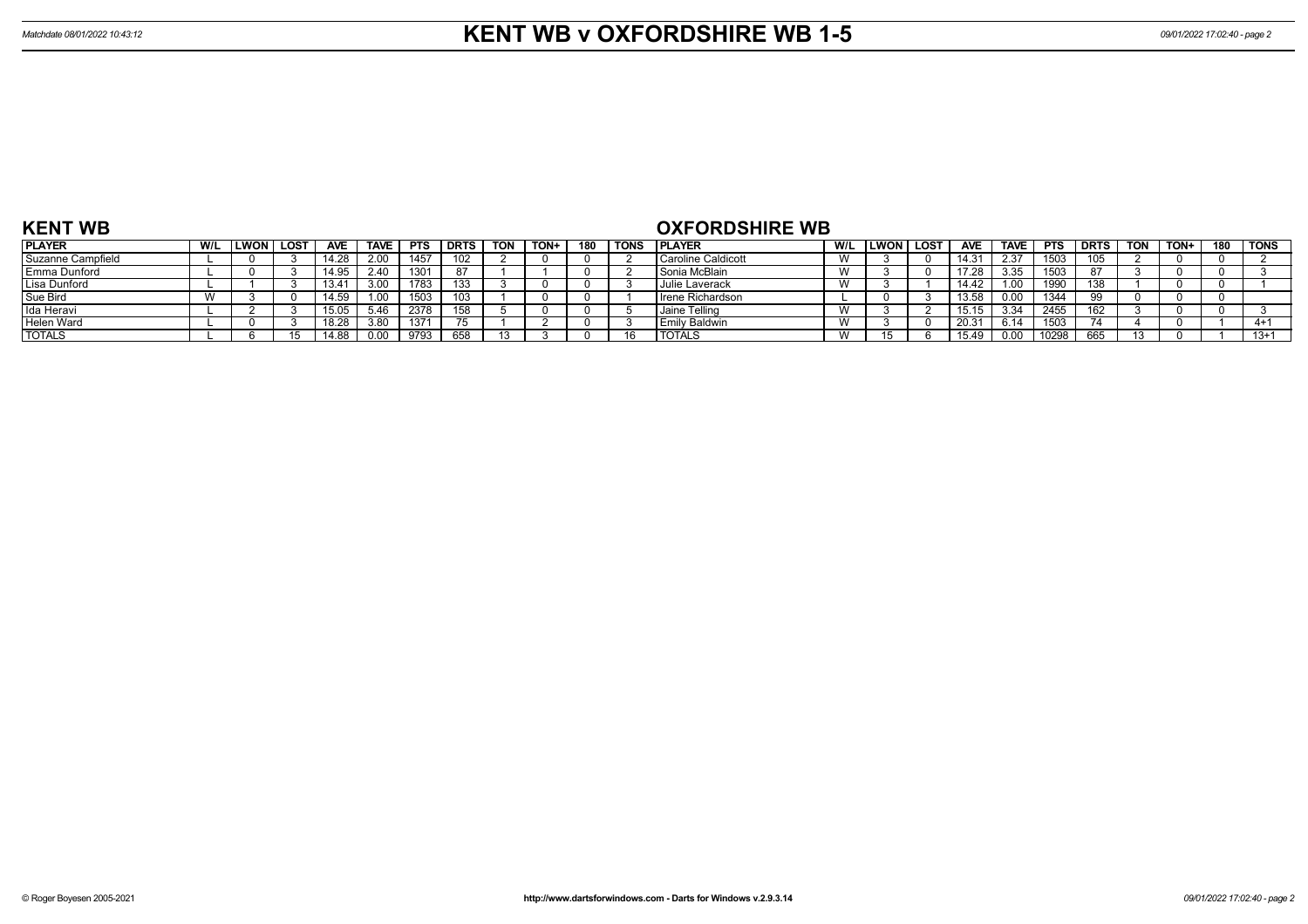# KENT WB v OXFORDSHIRE WB 1-5

Matchdate 08/01/2022 10:43:12

## KENT WB

| PLAYER | W/L | LWON | LOST | AVE | TAVE | PTS | DRTS | TON | TON+ | 180 | TONS |
|---|---|---|---|---|---|---|---|---|---|---|---|
| Suzanne Campfield | L | 0 | 3 | 14.28 | 2.00 | 1457 | 102 | 2 | 0 | 0 | 2 |
| Emma Dunford | L | 0 | 3 | 14.95 | 2.40 | 1301 | 87 | 1 | 1 | 0 | 2 |
| Lisa Dunford | L | 1 | 3 | 13.41 | 3.00 | 1783 | 133 | 3 | 0 | 0 | 3 |
| Sue Bird | W | 3 | 0 | 14.59 | 1.00 | 1503 | 103 | 1 | 0 | 0 | 1 |
| Ida Heravi | L | 2 | 3 | 15.05 | 5.46 | 2378 | 158 | 5 | 0 | 0 | 5 |
| Helen Ward | L | 0 | 3 | 18.28 | 3.80 | 1371 | 75 | 1 | 2 | 0 | 3 |
| TOTALS | L | 6 | 15 | 14.88 | 0.00 | 9793 | 658 | 13 | 3 | 0 | 16 |

## OXFORDSHIRE WB

| PLAYER | W/L | LWON | LOST | AVE | TAVE | PTS | DRTS | TON | TON+ | 180 | TONS |
|---|---|---|---|---|---|---|---|---|---|---|---|
| Caroline Caldicott | W | 3 | 0 | 14.31 | 2.37 | 1503 | 105 | 2 | 0 | 0 | 2 |
| Sonia McBlain | W | 3 | 0 | 17.28 | 3.35 | 1503 | 87 | 3 | 0 | 0 | 3 |
| Julie Laverack | W | 3 | 1 | 14.42 | 1.00 | 1990 | 138 | 1 | 0 | 0 | 1 |
| Irene Richardson | L | 0 | 3 | 13.58 | 0.00 | 1344 | 99 | 0 | 0 | 0 | |
| Jaine Telling | W | 3 | 2 | 15.15 | 3.34 | 2455 | 162 | 3 | 0 | 0 | 3 |
| Emily Baldwin | W | 3 | 0 | 20.31 | 6.14 | 1503 | 74 | 4 | 0 | 1 | 4+1 |
| TOTALS | W | 15 | 6 | 15.49 | 0.00 | 10298 | 665 | 13 | 0 | 1 | 13+1 |

© Roger Boyesen 2005-2021 http://www.dartsforwindows.com - Darts for Windows v.2.9.3.14